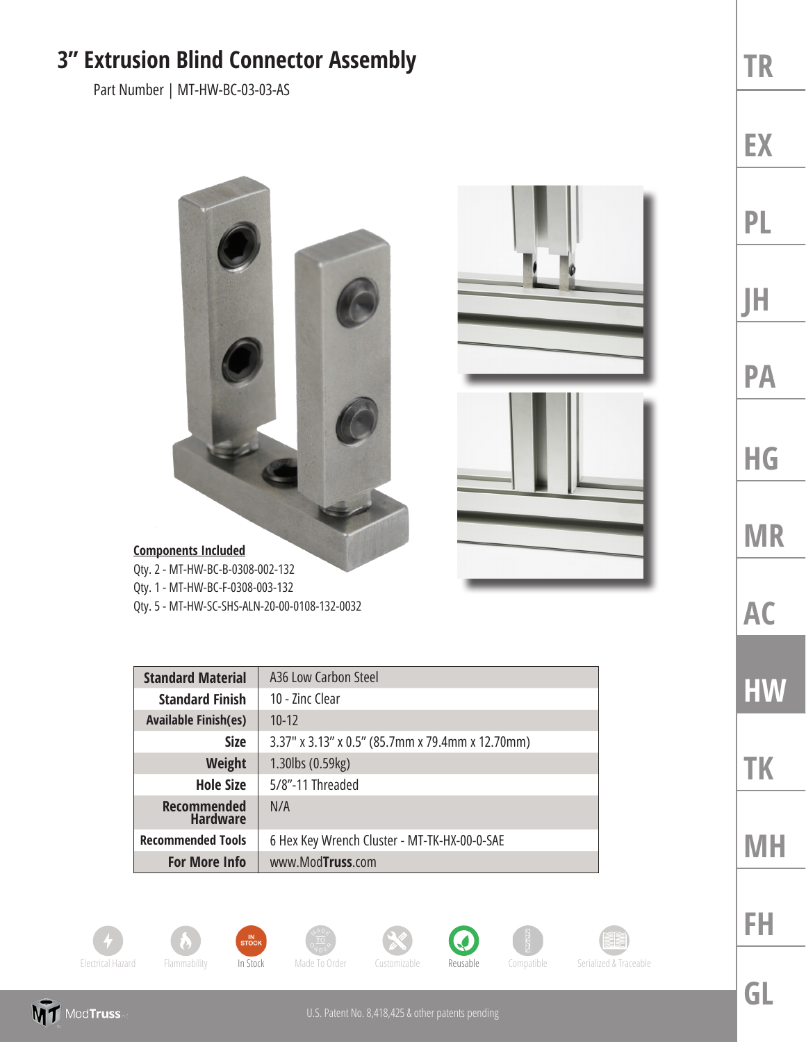# 3" Extrusion Blind Connector Assembly

Part Number | MT-HW-BC-03-03-AS

**Components Included**

Qty. 2 - MT-HW-BC-B-0308-002-132
Qty. 1 - MT-HW-BC-F-0308-003-132
Qty. 5 - MT-HW-SC-SHS-ALN-20-00-0108-132-0032

| | |
|---|---|
| **Standard Material** | A36 Low Carbon Steel |
| **Standard Finish** | 10 - Zinc Clear |
| **Available Finish(es)** | 10-12 |
| **Size** | 3.37" x 3.13" x 0.5" (85.7mm x 79.4mm x 12.70mm) |
| **Weight** | 1.30lbs (0.59kg) |
| **Hole Size** | 5/8"-11 Threaded |
| **Recommended Hardware** | N/A |
| **Recommended Tools** | 6 Hex Key Wrench Cluster - MT-TK-HX-00-0-SAE |
| **For More Info** | www.Mod**Truss**.com |

Electrical Hazard | Flammability | In Stock | Made To Order | Customizable | Reusable | Compatible | Serialized & Traceable

TR | EX | PL | JH | PA | HG | MR | AC | HW | TK | MH | FH | GL

U.S. Patent No. 8,418,425 & other patents pending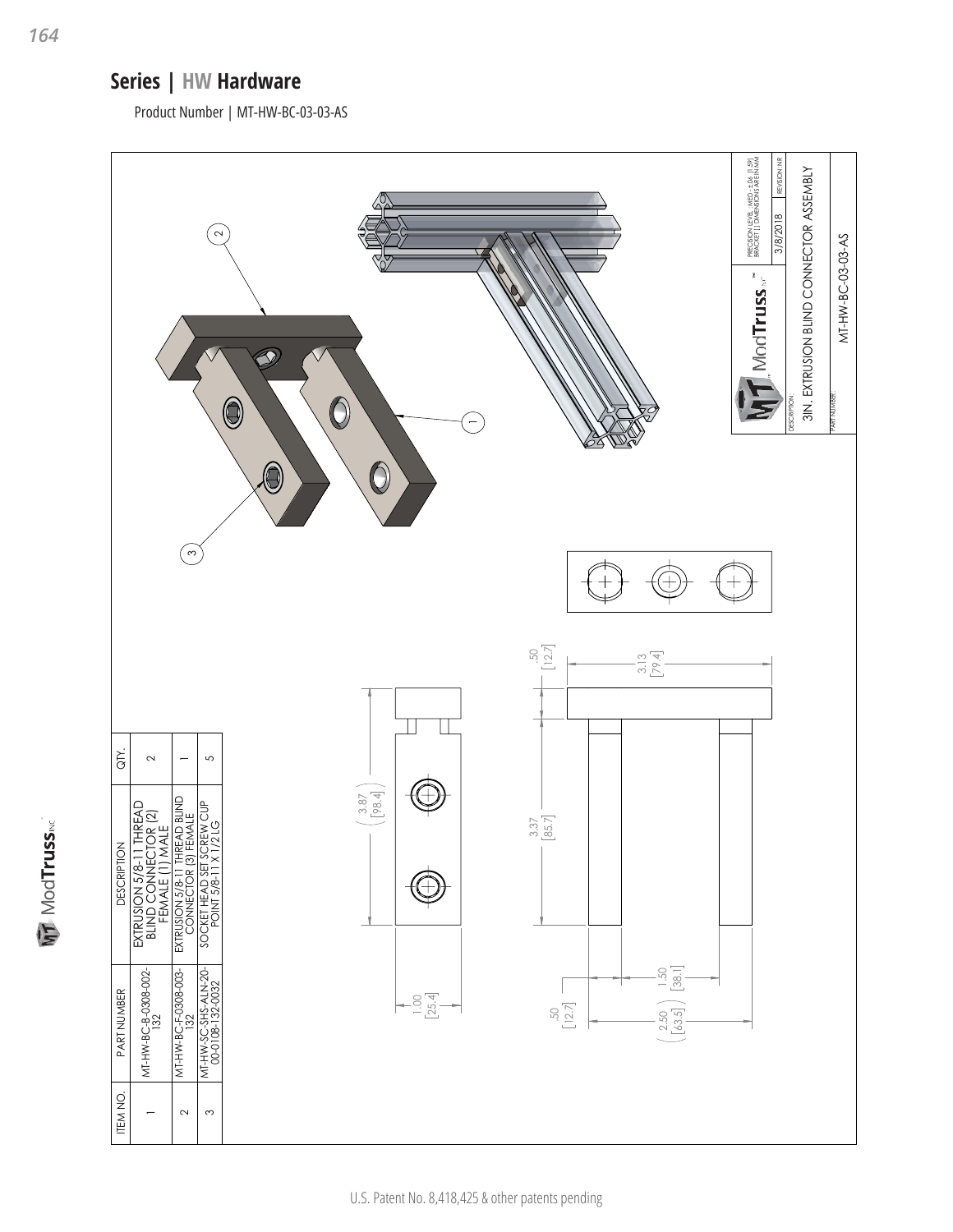## Series | HW Hardware

Product Number | MT-HW-BC-03-03-AS

| ITEM NO. | PART NUMBER | DESCRIPTION | QTY. |
|---|---|---|---|
| 1 | MT-HW-BC-B-0308-002-132 | EXTRUSION 5/8-11 THREAD BLIND CONNECTOR (2) FEMALE (1) MALE | 2 |
| 2 | MT-HW-BC-F-0308-003-132 | EXTRUSION 5/8-11 THREAD BLIND CONNECTOR (3) FEMALE | 1 |
| 3 | MT-HW-SC-SHS-ALN-20-00-0108-132-0032 | SOCKET HEAD SET SCREW CUP POINT 5/8-11 X 1/2LG | 5 |

1

2

3

(3.87 [98.4])

1.00 [25.4]

.50 [12.7]

3.37 [85.7]

.50 [12.7]

3.13 [79.4]

1.50 [38.1]

(2.50 [63.5])

ModTruss INC

PRECISION LEVEL MED: ±.06 [1.59] BRACKET [ ] DIMENSIONS ARE IN MM

3/8/2018

REVISION: NR

DESCRIPTION:

3IN. EXTRUSION BLIND CONNECTOR ASSEMBLY

PART NUMBER:

MT-HW-BC-03-03-AS

U.S. Patent No. 8,418,425 & other patents pending